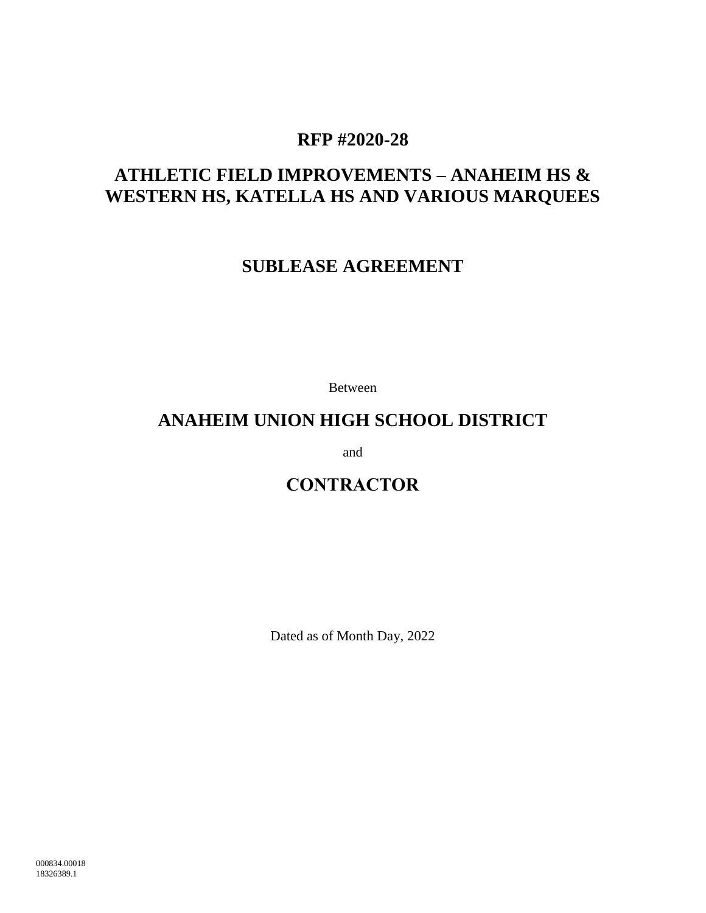# RFP #2020-28

# ATHLETIC FIELD IMPROVEMENTS – ANAHEIM HS & WESTERN HS, KATELLA HS AND VARIOUS MARQUEES

## SUBLEASE AGREEMENT

Between

## ANAHEIM UNION HIGH SCHOOL DISTRICT

and

## CONTRACTOR

Dated as of Month Day, 2022

000834.00018
18326389.1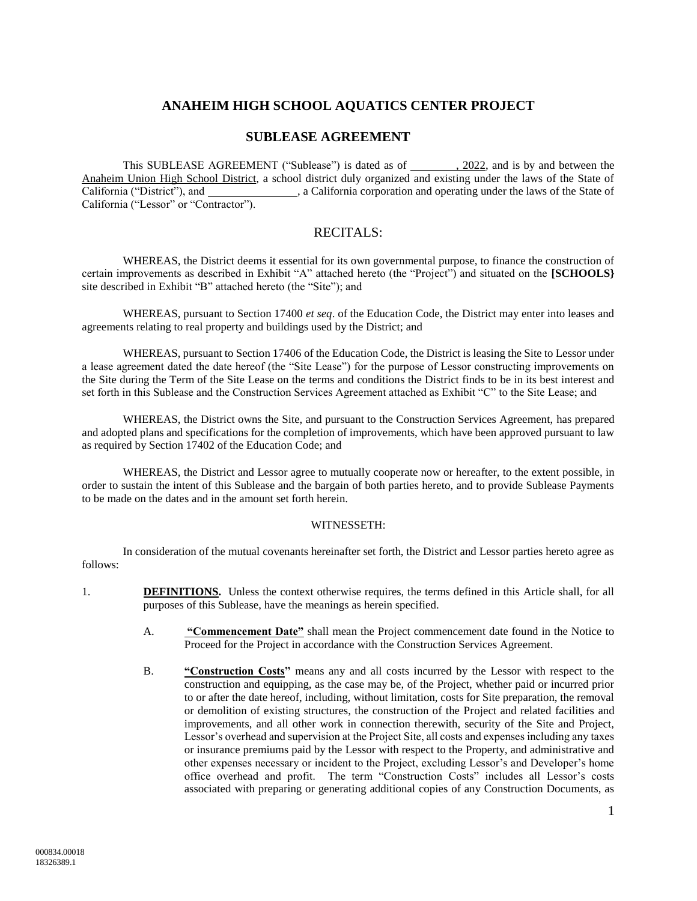# ANAHEIM HIGH SCHOOL AQUATICS CENTER PROJECT

## SUBLEASE AGREEMENT

This SUBLEASE AGREEMENT ("Sublease") is dated as of ________, 2022, and is by and between the Anaheim Union High School District, a school district duly organized and existing under the laws of the State of California ("District"), and ________________, a California corporation and operating under the laws of the State of California ("Lessor" or "Contractor").

## RECITALS:

WHEREAS, the District deems it essential for its own governmental purpose, to finance the construction of certain improvements as described in Exhibit "A" attached hereto (the "Project") and situated on the **[SCHOOLS}** site described in Exhibit "B" attached hereto (the "Site"); and

WHEREAS, pursuant to Section 17400 *et seq*. of the Education Code, the District may enter into leases and agreements relating to real property and buildings used by the District; and

WHEREAS, pursuant to Section 17406 of the Education Code, the District is leasing the Site to Lessor under a lease agreement dated the date hereof (the "Site Lease") for the purpose of Lessor constructing improvements on the Site during the Term of the Site Lease on the terms and conditions the District finds to be in its best interest and set forth in this Sublease and the Construction Services Agreement attached as Exhibit "C" to the Site Lease; and

WHEREAS, the District owns the Site, and pursuant to the Construction Services Agreement, has prepared and adopted plans and specifications for the completion of improvements, which have been approved pursuant to law as required by Section 17402 of the Education Code; and

WHEREAS, the District and Lessor agree to mutually cooperate now or hereafter, to the extent possible, in order to sustain the intent of this Sublease and the bargain of both parties hereto, and to provide Sublease Payments to be made on the dates and in the amount set forth herein.

WITNESSETH:

In consideration of the mutual covenants hereinafter set forth, the District and Lessor parties hereto agree as follows:

1. **DEFINITIONS.** Unless the context otherwise requires, the terms defined in this Article shall, for all purposes of this Sublease, have the meanings as herein specified.

   A. **"Commencement Date"** shall mean the Project commencement date found in the Notice to Proceed for the Project in accordance with the Construction Services Agreement.

   B. **"Construction Costs"** means any and all costs incurred by the Lessor with respect to the construction and equipping, as the case may be, of the Project, whether paid or incurred prior to or after the date hereof, including, without limitation, costs for Site preparation, the removal or demolition of existing structures, the construction of the Project and related facilities and improvements, and all other work in connection therewith, security of the Site and Project, Lessor's overhead and supervision at the Project Site, all costs and expenses including any taxes or insurance premiums paid by the Lessor with respect to the Property, and administrative and other expenses necessary or incident to the Project, excluding Lessor's and Developer's home office overhead and profit. The term "Construction Costs" includes all Lessor's costs associated with preparing or generating additional copies of any Construction Documents, as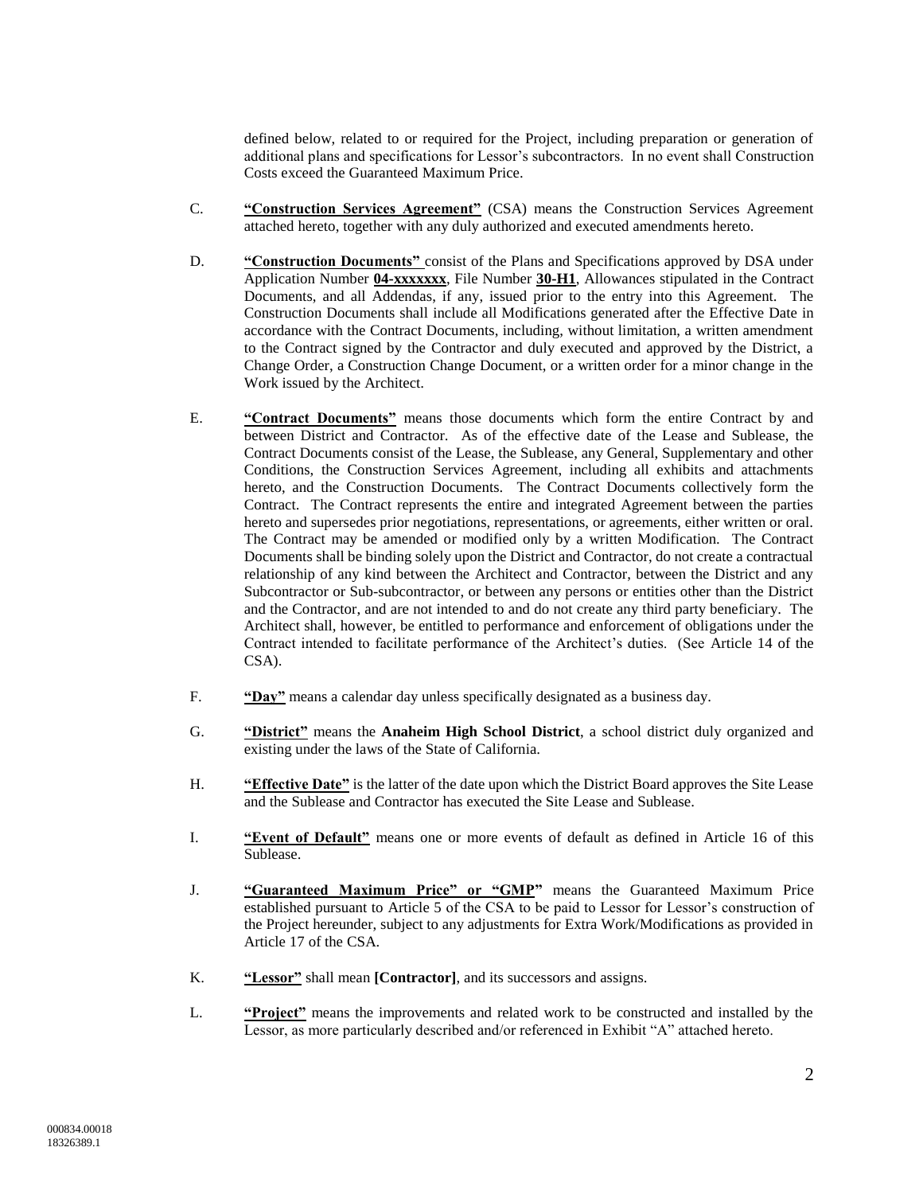defined below, related to or required for the Project, including preparation or generation of additional plans and specifications for Lessor's subcontractors. In no event shall Construction Costs exceed the Guaranteed Maximum Price.

C. **"Construction Services Agreement"** (CSA) means the Construction Services Agreement attached hereto, together with any duly authorized and executed amendments hereto.

D. **"Construction Documents"** consist of the Plans and Specifications approved by DSA under Application Number **04-xxxxxxx**, File Number **30-H1**, Allowances stipulated in the Contract Documents, and all Addendas, if any, issued prior to the entry into this Agreement. The Construction Documents shall include all Modifications generated after the Effective Date in accordance with the Contract Documents, including, without limitation, a written amendment to the Contract signed by the Contractor and duly executed and approved by the District, a Change Order, a Construction Change Document, or a written order for a minor change in the Work issued by the Architect.

E. **"Contract Documents"** means those documents which form the entire Contract by and between District and Contractor. As of the effective date of the Lease and Sublease, the Contract Documents consist of the Lease, the Sublease, any General, Supplementary and other Conditions, the Construction Services Agreement, including all exhibits and attachments hereto, and the Construction Documents. The Contract Documents collectively form the Contract. The Contract represents the entire and integrated Agreement between the parties hereto and supersedes prior negotiations, representations, or agreements, either written or oral. The Contract may be amended or modified only by a written Modification. The Contract Documents shall be binding solely upon the District and Contractor, do not create a contractual relationship of any kind between the Architect and Contractor, between the District and any Subcontractor or Sub-subcontractor, or between any persons or entities other than the District and the Contractor, and are not intended to and do not create any third party beneficiary. The Architect shall, however, be entitled to performance and enforcement of obligations under the Contract intended to facilitate performance of the Architect's duties. (See Article 14 of the CSA).

F. **"Day"** means a calendar day unless specifically designated as a business day.

G. **"District"** means the **Anaheim High School District**, a school district duly organized and existing under the laws of the State of California.

H. **"Effective Date"** is the latter of the date upon which the District Board approves the Site Lease and the Sublease and Contractor has executed the Site Lease and Sublease.

I. **"Event of Default"** means one or more events of default as defined in Article 16 of this Sublease.

J. **"Guaranteed Maximum Price" or "GMP"** means the Guaranteed Maximum Price established pursuant to Article 5 of the CSA to be paid to Lessor for Lessor's construction of the Project hereunder, subject to any adjustments for Extra Work/Modifications as provided in Article 17 of the CSA.

K. **"Lessor"** shall mean **[Contractor]**, and its successors and assigns.

L. **"Project"** means the improvements and related work to be constructed and installed by the Lessor, as more particularly described and/or referenced in Exhibit "A" attached hereto.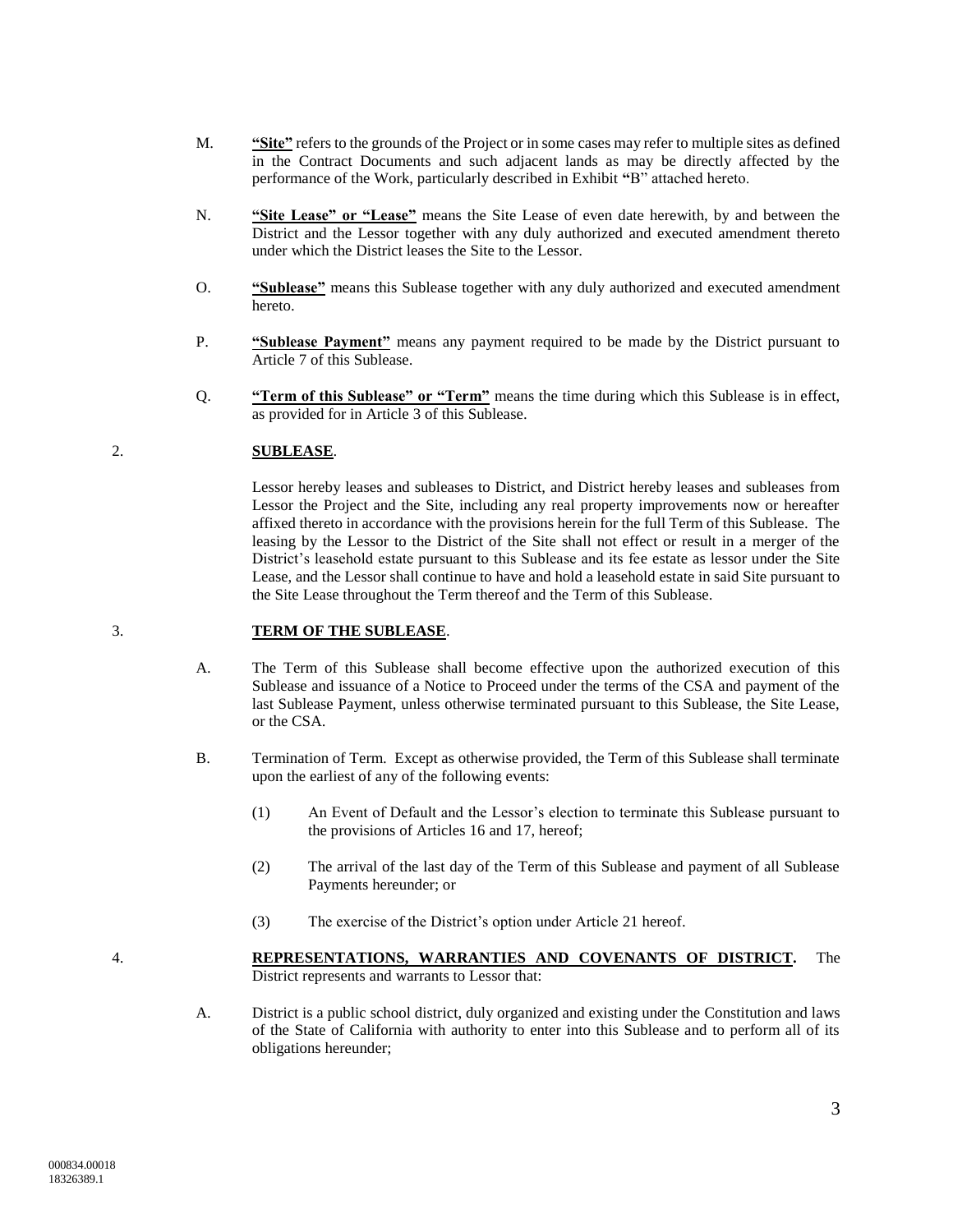M. **"Site"** refers to the grounds of the Project or in some cases may refer to multiple sites as defined in the Contract Documents and such adjacent lands as may be directly affected by the performance of the Work, particularly described in Exhibit "B" attached hereto.

N. **"Site Lease" or "Lease"** means the Site Lease of even date herewith, by and between the District and the Lessor together with any duly authorized and executed amendment thereto under which the District leases the Site to the Lessor.

O. **"Sublease"** means this Sublease together with any duly authorized and executed amendment hereto.

P. **"Sublease Payment"** means any payment required to be made by the District pursuant to Article 7 of this Sublease.

Q. **"Term of this Sublease" or "Term"** means the time during which this Sublease is in effect, as provided for in Article 3 of this Sublease.

2. **SUBLEASE**.

Lessor hereby leases and subleases to District, and District hereby leases and subleases from Lessor the Project and the Site, including any real property improvements now or hereafter affixed thereto in accordance with the provisions herein for the full Term of this Sublease. The leasing by the Lessor to the District of the Site shall not effect or result in a merger of the District's leasehold estate pursuant to this Sublease and its fee estate as lessor under the Site Lease, and the Lessor shall continue to have and hold a leasehold estate in said Site pursuant to the Site Lease throughout the Term thereof and the Term of this Sublease.

3. **TERM OF THE SUBLEASE**.

A. The Term of this Sublease shall become effective upon the authorized execution of this Sublease and issuance of a Notice to Proceed under the terms of the CSA and payment of the last Sublease Payment, unless otherwise terminated pursuant to this Sublease, the Site Lease, or the CSA.

B. Termination of Term. Except as otherwise provided, the Term of this Sublease shall terminate upon the earliest of any of the following events:

(1) An Event of Default and the Lessor's election to terminate this Sublease pursuant to the provisions of Articles 16 and 17, hereof;

(2) The arrival of the last day of the Term of this Sublease and payment of all Sublease Payments hereunder; or

(3) The exercise of the District's option under Article 21 hereof.

4. **REPRESENTATIONS, WARRANTIES AND COVENANTS OF DISTRICT.** The District represents and warrants to Lessor that:

A. District is a public school district, duly organized and existing under the Constitution and laws of the State of California with authority to enter into this Sublease and to perform all of its obligations hereunder;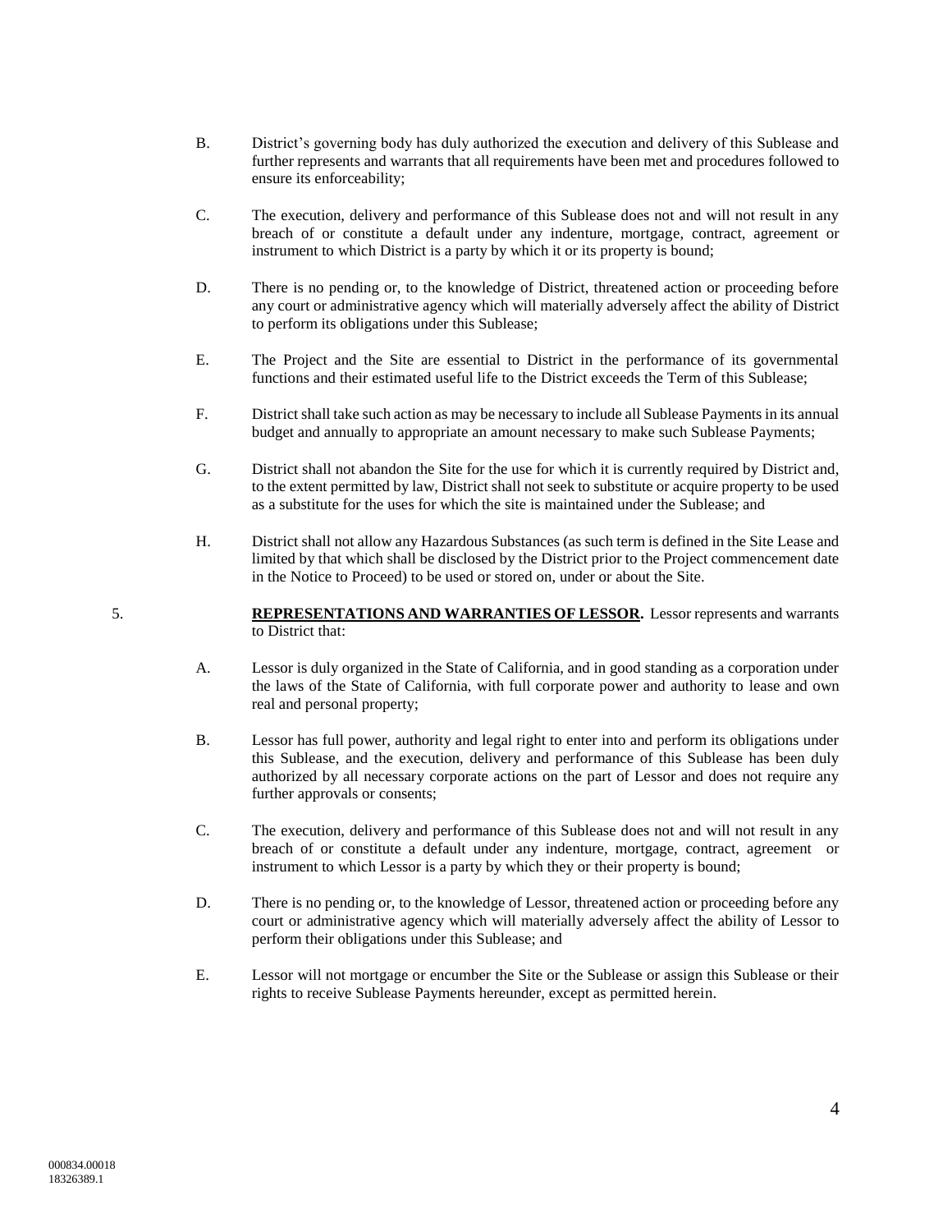B. District's governing body has duly authorized the execution and delivery of this Sublease and further represents and warrants that all requirements have been met and procedures followed to ensure its enforceability;

C. The execution, delivery and performance of this Sublease does not and will not result in any breach of or constitute a default under any indenture, mortgage, contract, agreement or instrument to which District is a party by which it or its property is bound;

D. There is no pending or, to the knowledge of District, threatened action or proceeding before any court or administrative agency which will materially adversely affect the ability of District to perform its obligations under this Sublease;

E. The Project and the Site are essential to District in the performance of its governmental functions and their estimated useful life to the District exceeds the Term of this Sublease;

F. District shall take such action as may be necessary to include all Sublease Payments in its annual budget and annually to appropriate an amount necessary to make such Sublease Payments;

G. District shall not abandon the Site for the use for which it is currently required by District and, to the extent permitted by law, District shall not seek to substitute or acquire property to be used as a substitute for the uses for which the site is maintained under the Sublease; and

H. District shall not allow any Hazardous Substances (as such term is defined in the Site Lease and limited by that which shall be disclosed by the District prior to the Project commencement date in the Notice to Proceed) to be used or stored on, under or about the Site.

5. **REPRESENTATIONS AND WARRANTIES OF LESSOR.** Lessor represents and warrants to District that:

A. Lessor is duly organized in the State of California, and in good standing as a corporation under the laws of the State of California, with full corporate power and authority to lease and own real and personal property;

B. Lessor has full power, authority and legal right to enter into and perform its obligations under this Sublease, and the execution, delivery and performance of this Sublease has been duly authorized by all necessary corporate actions on the part of Lessor and does not require any further approvals or consents;

C. The execution, delivery and performance of this Sublease does not and will not result in any breach of or constitute a default under any indenture, mortgage, contract, agreement or instrument to which Lessor is a party by which they or their property is bound;

D. There is no pending or, to the knowledge of Lessor, threatened action or proceeding before any court or administrative agency which will materially adversely affect the ability of Lessor to perform their obligations under this Sublease; and

E. Lessor will not mortgage or encumber the Site or the Sublease or assign this Sublease or their rights to receive Sublease Payments hereunder, except as permitted herein.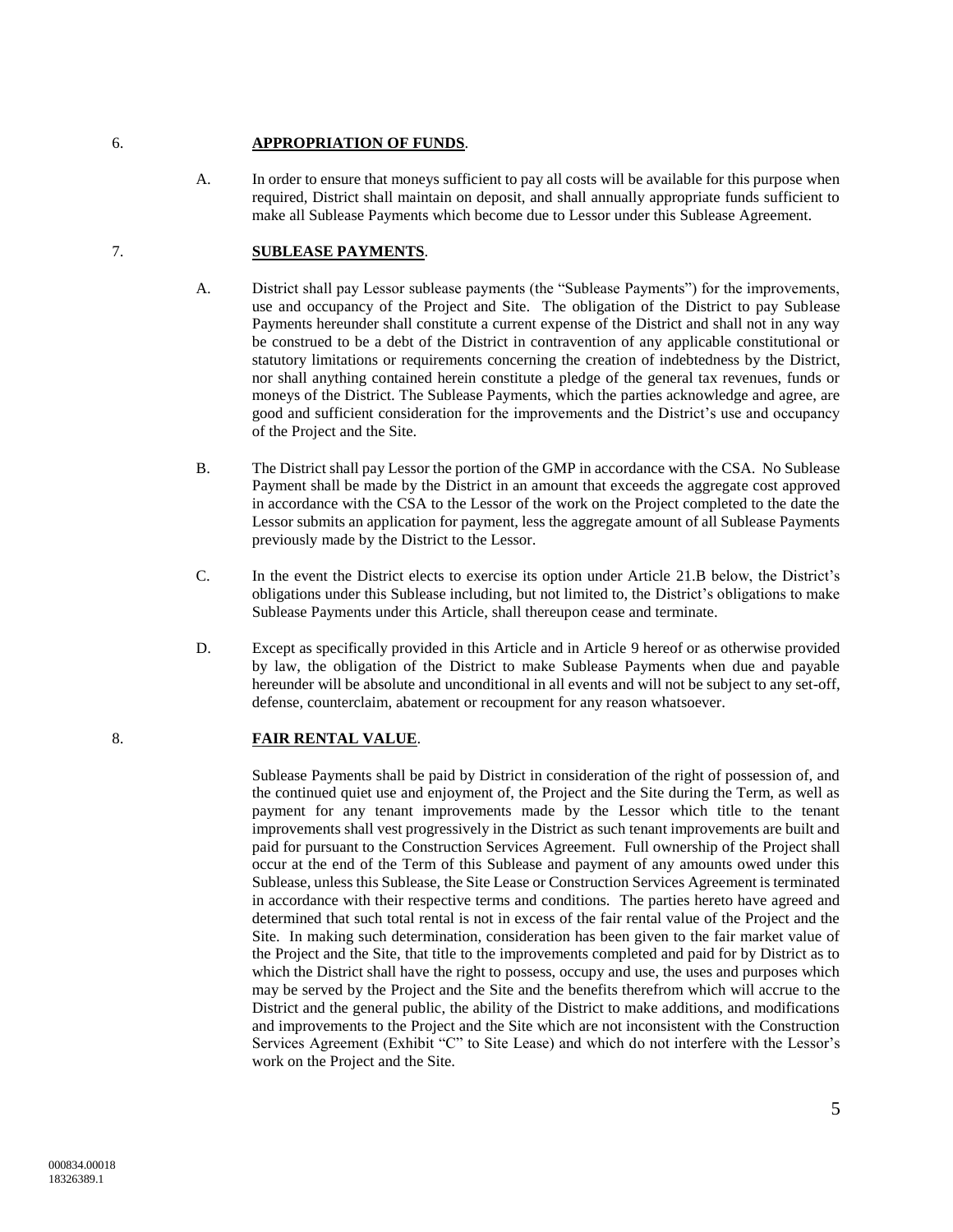6. **APPROPRIATION OF FUNDS**.

A. In order to ensure that moneys sufficient to pay all costs will be available for this purpose when required, District shall maintain on deposit, and shall annually appropriate funds sufficient to make all Sublease Payments which become due to Lessor under this Sublease Agreement.

7. **SUBLEASE PAYMENTS**.

A. District shall pay Lessor sublease payments (the "Sublease Payments") for the improvements, use and occupancy of the Project and Site. The obligation of the District to pay Sublease Payments hereunder shall constitute a current expense of the District and shall not in any way be construed to be a debt of the District in contravention of any applicable constitutional or statutory limitations or requirements concerning the creation of indebtedness by the District, nor shall anything contained herein constitute a pledge of the general tax revenues, funds or moneys of the District. The Sublease Payments, which the parties acknowledge and agree, are good and sufficient consideration for the improvements and the District's use and occupancy of the Project and the Site.

B. The District shall pay Lessor the portion of the GMP in accordance with the CSA. No Sublease Payment shall be made by the District in an amount that exceeds the aggregate cost approved in accordance with the CSA to the Lessor of the work on the Project completed to the date the Lessor submits an application for payment, less the aggregate amount of all Sublease Payments previously made by the District to the Lessor.

C. In the event the District elects to exercise its option under Article 21.B below, the District's obligations under this Sublease including, but not limited to, the District's obligations to make Sublease Payments under this Article, shall thereupon cease and terminate.

D. Except as specifically provided in this Article and in Article 9 hereof or as otherwise provided by law, the obligation of the District to make Sublease Payments when due and payable hereunder will be absolute and unconditional in all events and will not be subject to any set-off, defense, counterclaim, abatement or recoupment for any reason whatsoever.

8. **FAIR RENTAL VALUE**.

Sublease Payments shall be paid by District in consideration of the right of possession of, and the continued quiet use and enjoyment of, the Project and the Site during the Term, as well as payment for any tenant improvements made by the Lessor which title to the tenant improvements shall vest progressively in the District as such tenant improvements are built and paid for pursuant to the Construction Services Agreement. Full ownership of the Project shall occur at the end of the Term of this Sublease and payment of any amounts owed under this Sublease, unless this Sublease, the Site Lease or Construction Services Agreement is terminated in accordance with their respective terms and conditions. The parties hereto have agreed and determined that such total rental is not in excess of the fair rental value of the Project and the Site. In making such determination, consideration has been given to the fair market value of the Project and the Site, that title to the improvements completed and paid for by District as to which the District shall have the right to possess, occupy and use, the uses and purposes which may be served by the Project and the Site and the benefits therefrom which will accrue to the District and the general public, the ability of the District to make additions, and modifications and improvements to the Project and the Site which are not inconsistent with the Construction Services Agreement (Exhibit "C" to Site Lease) and which do not interfere with the Lessor's work on the Project and the Site.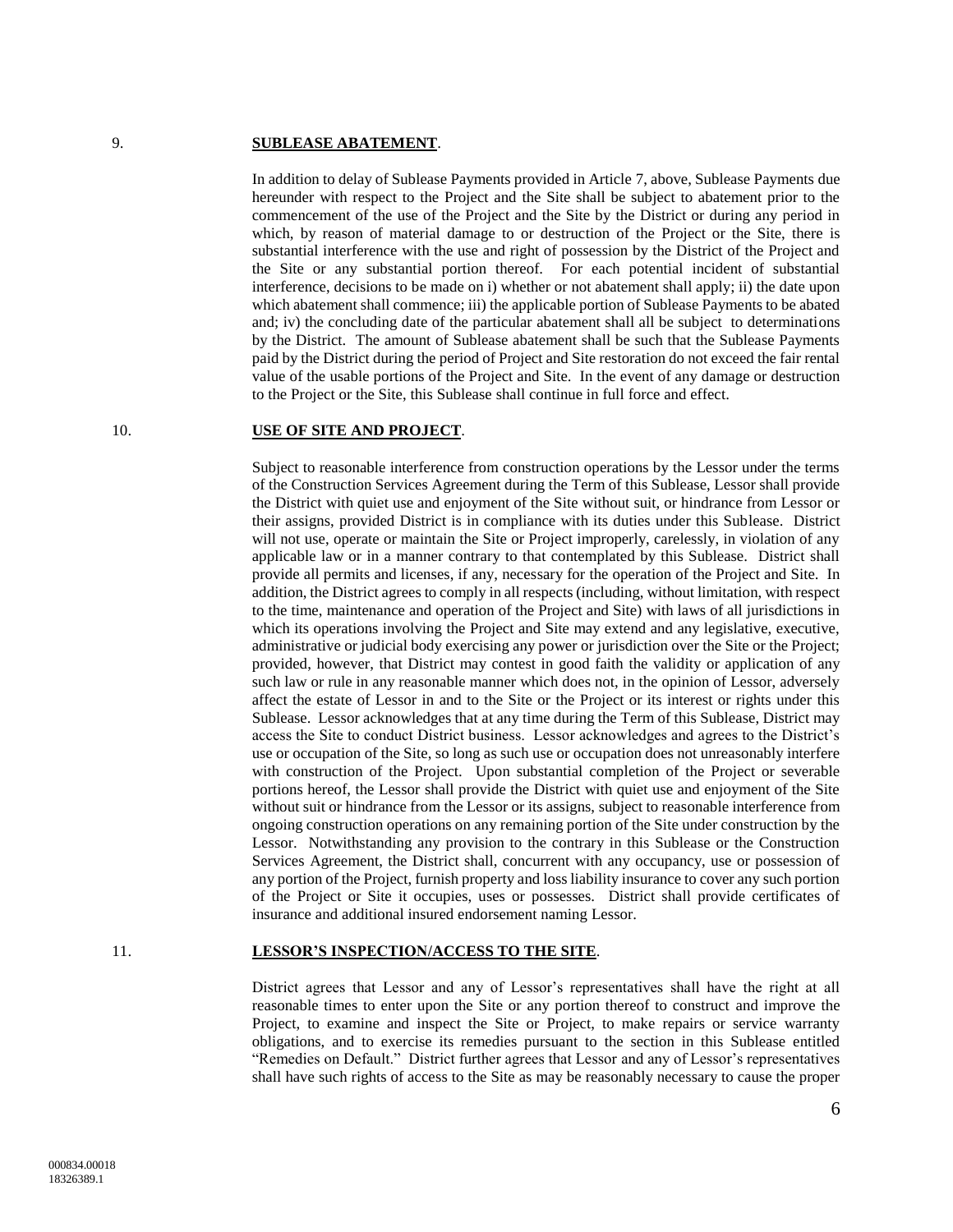## 9. **SUBLEASE ABATEMENT**.

In addition to delay of Sublease Payments provided in Article 7, above, Sublease Payments due hereunder with respect to the Project and the Site shall be subject to abatement prior to the commencement of the use of the Project and the Site by the District or during any period in which, by reason of material damage to or destruction of the Project or the Site, there is substantial interference with the use and right of possession by the District of the Project and the Site or any substantial portion thereof. For each potential incident of substantial interference, decisions to be made on i) whether or not abatement shall apply; ii) the date upon which abatement shall commence; iii) the applicable portion of Sublease Payments to be abated and; iv) the concluding date of the particular abatement shall all be subject to determinations by the District. The amount of Sublease abatement shall be such that the Sublease Payments paid by the District during the period of Project and Site restoration do not exceed the fair rental value of the usable portions of the Project and Site. In the event of any damage or destruction to the Project or the Site, this Sublease shall continue in full force and effect.

## 10. **USE OF SITE AND PROJECT**.

Subject to reasonable interference from construction operations by the Lessor under the terms of the Construction Services Agreement during the Term of this Sublease, Lessor shall provide the District with quiet use and enjoyment of the Site without suit, or hindrance from Lessor or their assigns, provided District is in compliance with its duties under this Sublease. District will not use, operate or maintain the Site or Project improperly, carelessly, in violation of any applicable law or in a manner contrary to that contemplated by this Sublease. District shall provide all permits and licenses, if any, necessary for the operation of the Project and Site. In addition, the District agrees to comply in all respects (including, without limitation, with respect to the time, maintenance and operation of the Project and Site) with laws of all jurisdictions in which its operations involving the Project and Site may extend and any legislative, executive, administrative or judicial body exercising any power or jurisdiction over the Site or the Project; provided, however, that District may contest in good faith the validity or application of any such law or rule in any reasonable manner which does not, in the opinion of Lessor, adversely affect the estate of Lessor in and to the Site or the Project or its interest or rights under this Sublease. Lessor acknowledges that at any time during the Term of this Sublease, District may access the Site to conduct District business. Lessor acknowledges and agrees to the District's use or occupation of the Site, so long as such use or occupation does not unreasonably interfere with construction of the Project. Upon substantial completion of the Project or severable portions hereof, the Lessor shall provide the District with quiet use and enjoyment of the Site without suit or hindrance from the Lessor or its assigns, subject to reasonable interference from ongoing construction operations on any remaining portion of the Site under construction by the Lessor. Notwithstanding any provision to the contrary in this Sublease or the Construction Services Agreement, the District shall, concurrent with any occupancy, use or possession of any portion of the Project, furnish property and loss liability insurance to cover any such portion of the Project or Site it occupies, uses or possesses. District shall provide certificates of insurance and additional insured endorsement naming Lessor.

## 11. **LESSOR'S INSPECTION/ACCESS TO THE SITE**.

District agrees that Lessor and any of Lessor's representatives shall have the right at all reasonable times to enter upon the Site or any portion thereof to construct and improve the Project, to examine and inspect the Site or Project, to make repairs or service warranty obligations, and to exercise its remedies pursuant to the section in this Sublease entitled "Remedies on Default." District further agrees that Lessor and any of Lessor's representatives shall have such rights of access to the Site as may be reasonably necessary to cause the proper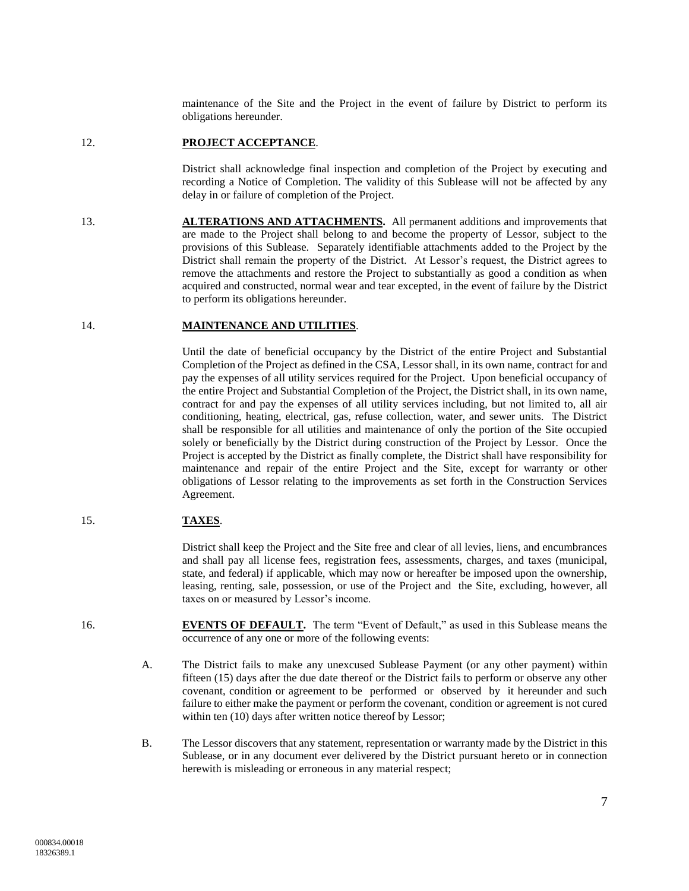maintenance of the Site and the Project in the event of failure by District to perform its obligations hereunder.

12. **PROJECT ACCEPTANCE**.

District shall acknowledge final inspection and completion of the Project by executing and recording a Notice of Completion. The validity of this Sublease will not be affected by any delay in or failure of completion of the Project.

13. **ALTERATIONS AND ATTACHMENTS.** All permanent additions and improvements that are made to the Project shall belong to and become the property of Lessor, subject to the provisions of this Sublease. Separately identifiable attachments added to the Project by the District shall remain the property of the District. At Lessor's request, the District agrees to remove the attachments and restore the Project to substantially as good a condition as when acquired and constructed, normal wear and tear excepted, in the event of failure by the District to perform its obligations hereunder.

14. **MAINTENANCE AND UTILITIES**.

Until the date of beneficial occupancy by the District of the entire Project and Substantial Completion of the Project as defined in the CSA, Lessor shall, in its own name, contract for and pay the expenses of all utility services required for the Project. Upon beneficial occupancy of the entire Project and Substantial Completion of the Project, the District shall, in its own name, contract for and pay the expenses of all utility services including, but not limited to, all air conditioning, heating, electrical, gas, refuse collection, water, and sewer units. The District shall be responsible for all utilities and maintenance of only the portion of the Site occupied solely or beneficially by the District during construction of the Project by Lessor. Once the Project is accepted by the District as finally complete, the District shall have responsibility for maintenance and repair of the entire Project and the Site, except for warranty or other obligations of Lessor relating to the improvements as set forth in the Construction Services Agreement.

15. **TAXES**.

District shall keep the Project and the Site free and clear of all levies, liens, and encumbrances and shall pay all license fees, registration fees, assessments, charges, and taxes (municipal, state, and federal) if applicable, which may now or hereafter be imposed upon the ownership, leasing, renting, sale, possession, or use of the Project and the Site, excluding, however, all taxes on or measured by Lessor's income.

16. **EVENTS OF DEFAULT.** The term "Event of Default," as used in this Sublease means the occurrence of any one or more of the following events:

A. The District fails to make any unexcused Sublease Payment (or any other payment) within fifteen (15) days after the due date thereof or the District fails to perform or observe any other covenant, condition or agreement to be performed or observed by it hereunder and such failure to either make the payment or perform the covenant, condition or agreement is not cured within ten (10) days after written notice thereof by Lessor;

B. The Lessor discovers that any statement, representation or warranty made by the District in this Sublease, or in any document ever delivered by the District pursuant hereto or in connection herewith is misleading or erroneous in any material respect;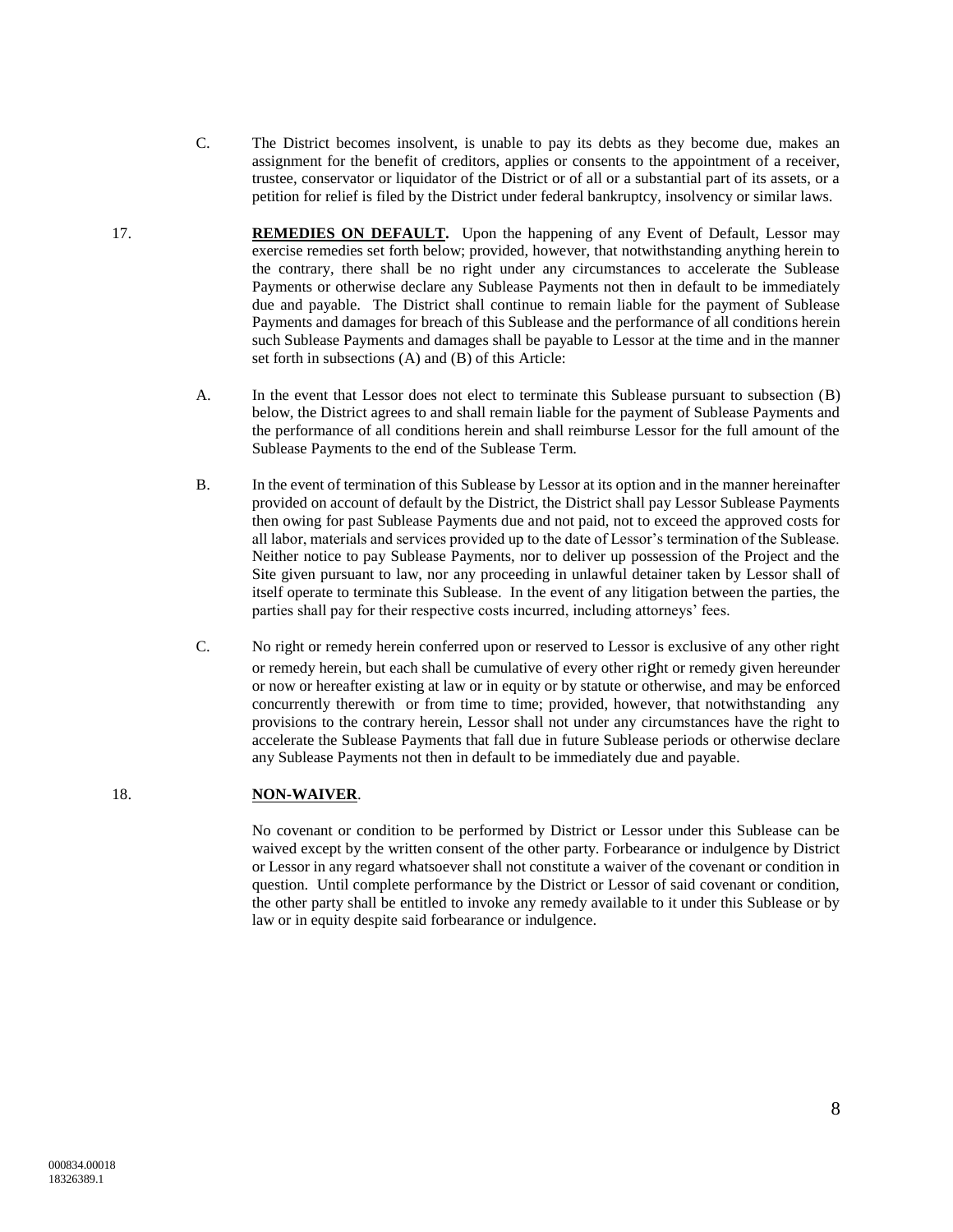C. The District becomes insolvent, is unable to pay its debts as they become due, makes an assignment for the benefit of creditors, applies or consents to the appointment of a receiver, trustee, conservator or liquidator of the District or of all or a substantial part of its assets, or a petition for relief is filed by the District under federal bankruptcy, insolvency or similar laws.

17. **REMEDIES ON DEFAULT.** Upon the happening of any Event of Default, Lessor may exercise remedies set forth below; provided, however, that notwithstanding anything herein to the contrary, there shall be no right under any circumstances to accelerate the Sublease Payments or otherwise declare any Sublease Payments not then in default to be immediately due and payable. The District shall continue to remain liable for the payment of Sublease Payments and damages for breach of this Sublease and the performance of all conditions herein such Sublease Payments and damages shall be payable to Lessor at the time and in the manner set forth in subsections (A) and (B) of this Article:

A. In the event that Lessor does not elect to terminate this Sublease pursuant to subsection (B) below, the District agrees to and shall remain liable for the payment of Sublease Payments and the performance of all conditions herein and shall reimburse Lessor for the full amount of the Sublease Payments to the end of the Sublease Term.

B. In the event of termination of this Sublease by Lessor at its option and in the manner hereinafter provided on account of default by the District, the District shall pay Lessor Sublease Payments then owing for past Sublease Payments due and not paid, not to exceed the approved costs for all labor, materials and services provided up to the date of Lessor's termination of the Sublease. Neither notice to pay Sublease Payments, nor to deliver up possession of the Project and the Site given pursuant to law, nor any proceeding in unlawful detainer taken by Lessor shall of itself operate to terminate this Sublease. In the event of any litigation between the parties, the parties shall pay for their respective costs incurred, including attorneys' fees.

C. No right or remedy herein conferred upon or reserved to Lessor is exclusive of any other right or remedy herein, but each shall be cumulative of every other right or remedy given hereunder or now or hereafter existing at law or in equity or by statute or otherwise, and may be enforced concurrently therewith or from time to time; provided, however, that notwithstanding any provisions to the contrary herein, Lessor shall not under any circumstances have the right to accelerate the Sublease Payments that fall due in future Sublease periods or otherwise declare any Sublease Payments not then in default to be immediately due and payable.

18. **NON-WAIVER**.

No covenant or condition to be performed by District or Lessor under this Sublease can be waived except by the written consent of the other party. Forbearance or indulgence by District or Lessor in any regard whatsoever shall not constitute a waiver of the covenant or condition in question. Until complete performance by the District or Lessor of said covenant or condition, the other party shall be entitled to invoke any remedy available to it under this Sublease or by law or in equity despite said forbearance or indulgence.

000834.00018
18326389.1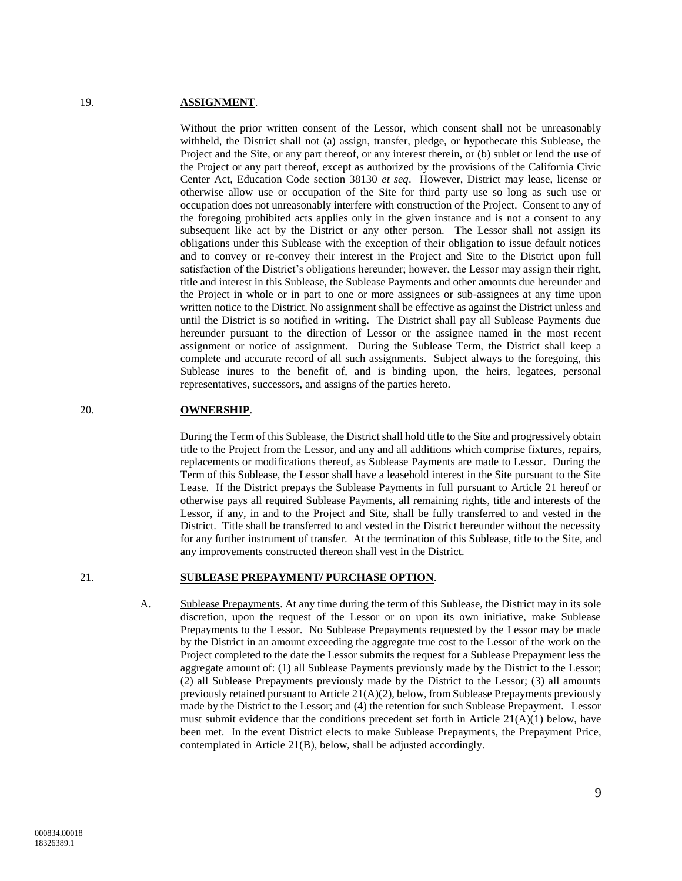## 19. **ASSIGNMENT**.

Without the prior written consent of the Lessor, which consent shall not be unreasonably withheld, the District shall not (a) assign, transfer, pledge, or hypothecate this Sublease, the Project and the Site, or any part thereof, or any interest therein, or (b) sublet or lend the use of the Project or any part thereof, except as authorized by the provisions of the California Civic Center Act, Education Code section 38130 *et seq*. However, District may lease, license or otherwise allow use or occupation of the Site for third party use so long as such use or occupation does not unreasonably interfere with construction of the Project. Consent to any of the foregoing prohibited acts applies only in the given instance and is not a consent to any subsequent like act by the District or any other person. The Lessor shall not assign its obligations under this Sublease with the exception of their obligation to issue default notices and to convey or re-convey their interest in the Project and Site to the District upon full satisfaction of the District's obligations hereunder; however, the Lessor may assign their right, title and interest in this Sublease, the Sublease Payments and other amounts due hereunder and the Project in whole or in part to one or more assignees or sub-assignees at any time upon written notice to the District. No assignment shall be effective as against the District unless and until the District is so notified in writing. The District shall pay all Sublease Payments due hereunder pursuant to the direction of Lessor or the assignee named in the most recent assignment or notice of assignment. During the Sublease Term, the District shall keep a complete and accurate record of all such assignments. Subject always to the foregoing, this Sublease inures to the benefit of, and is binding upon, the heirs, legatees, personal representatives, successors, and assigns of the parties hereto.

## 20. **OWNERSHIP**.

During the Term of this Sublease, the District shall hold title to the Site and progressively obtain title to the Project from the Lessor, and any and all additions which comprise fixtures, repairs, replacements or modifications thereof, as Sublease Payments are made to Lessor. During the Term of this Sublease, the Lessor shall have a leasehold interest in the Site pursuant to the Site Lease. If the District prepays the Sublease Payments in full pursuant to Article 21 hereof or otherwise pays all required Sublease Payments, all remaining rights, title and interests of the Lessor, if any, in and to the Project and Site, shall be fully transferred to and vested in the District. Title shall be transferred to and vested in the District hereunder without the necessity for any further instrument of transfer. At the termination of this Sublease, title to the Site, and any improvements constructed thereon shall vest in the District.

## 21. **SUBLEASE PREPAYMENT/ PURCHASE OPTION**.

A. Sublease Prepayments. At any time during the term of this Sublease, the District may in its sole discretion, upon the request of the Lessor or on upon its own initiative, make Sublease Prepayments to the Lessor. No Sublease Prepayments requested by the Lessor may be made by the District in an amount exceeding the aggregate true cost to the Lessor of the work on the Project completed to the date the Lessor submits the request for a Sublease Prepayment less the aggregate amount of: (1) all Sublease Payments previously made by the District to the Lessor; (2) all Sublease Prepayments previously made by the District to the Lessor; (3) all amounts previously retained pursuant to Article 21(A)(2), below, from Sublease Prepayments previously made by the District to the Lessor; and (4) the retention for such Sublease Prepayment. Lessor must submit evidence that the conditions precedent set forth in Article 21(A)(1) below, have been met. In the event District elects to make Sublease Prepayments, the Prepayment Price, contemplated in Article 21(B), below, shall be adjusted accordingly.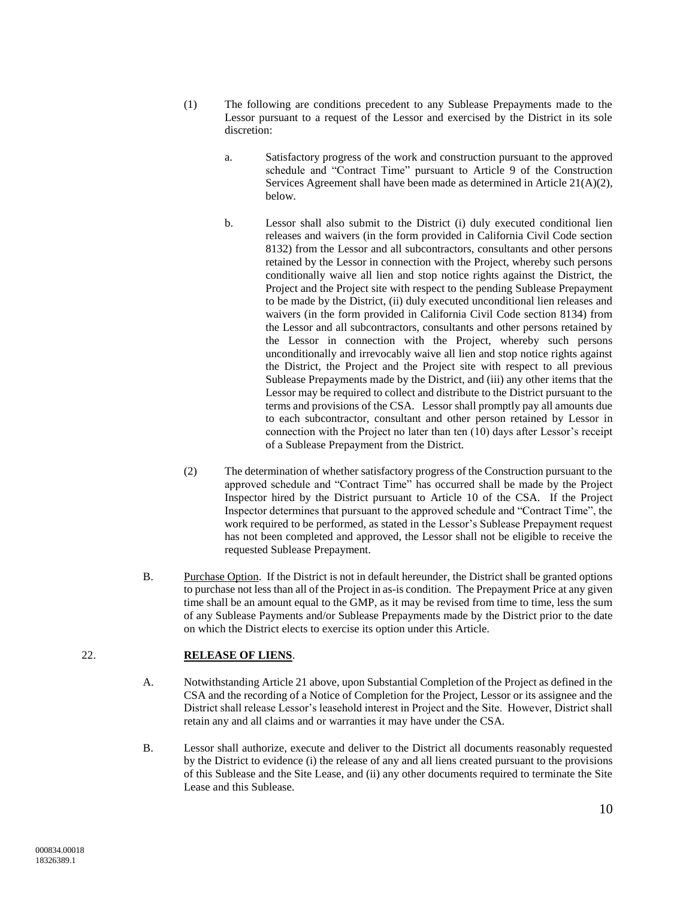(1) The following are conditions precedent to any Sublease Prepayments made to the Lessor pursuant to a request of the Lessor and exercised by the District in its sole discretion:

a. Satisfactory progress of the work and construction pursuant to the approved schedule and "Contract Time" pursuant to Article 9 of the Construction Services Agreement shall have been made as determined in Article 21(A)(2), below.

b. Lessor shall also submit to the District (i) duly executed conditional lien releases and waivers (in the form provided in California Civil Code section 8132) from the Lessor and all subcontractors, consultants and other persons retained by the Lessor in connection with the Project, whereby such persons conditionally waive all lien and stop notice rights against the District, the Project and the Project site with respect to the pending Sublease Prepayment to be made by the District, (ii) duly executed unconditional lien releases and waivers (in the form provided in California Civil Code section 8134) from the Lessor and all subcontractors, consultants and other persons retained by the Lessor in connection with the Project, whereby such persons unconditionally and irrevocably waive all lien and stop notice rights against the District, the Project and the Project site with respect to all previous Sublease Prepayments made by the District, and (iii) any other items that the Lessor may be required to collect and distribute to the District pursuant to the terms and provisions of the CSA. Lessor shall promptly pay all amounts due to each subcontractor, consultant and other person retained by Lessor in connection with the Project no later than ten (10) days after Lessor's receipt of a Sublease Prepayment from the District.

(2) The determination of whether satisfactory progress of the Construction pursuant to the approved schedule and "Contract Time" has occurred shall be made by the Project Inspector hired by the District pursuant to Article 10 of the CSA. If the Project Inspector determines that pursuant to the approved schedule and "Contract Time", the work required to be performed, as stated in the Lessor's Sublease Prepayment request has not been completed and approved, the Lessor shall not be eligible to receive the requested Sublease Prepayment.

B. Purchase Option. If the District is not in default hereunder, the District shall be granted options to purchase not less than all of the Project in as-is condition. The Prepayment Price at any given time shall be an amount equal to the GMP, as it may be revised from time to time, less the sum of any Sublease Payments and/or Sublease Prepayments made by the District prior to the date on which the District elects to exercise its option under this Article.

22. **RELEASE OF LIENS**.

A. Notwithstanding Article 21 above, upon Substantial Completion of the Project as defined in the CSA and the recording of a Notice of Completion for the Project, Lessor or its assignee and the District shall release Lessor's leasehold interest in Project and the Site. However, District shall retain any and all claims and or warranties it may have under the CSA.

B. Lessor shall authorize, execute and deliver to the District all documents reasonably requested by the District to evidence (i) the release of any and all liens created pursuant to the provisions of this Sublease and the Site Lease, and (ii) any other documents required to terminate the Site Lease and this Sublease.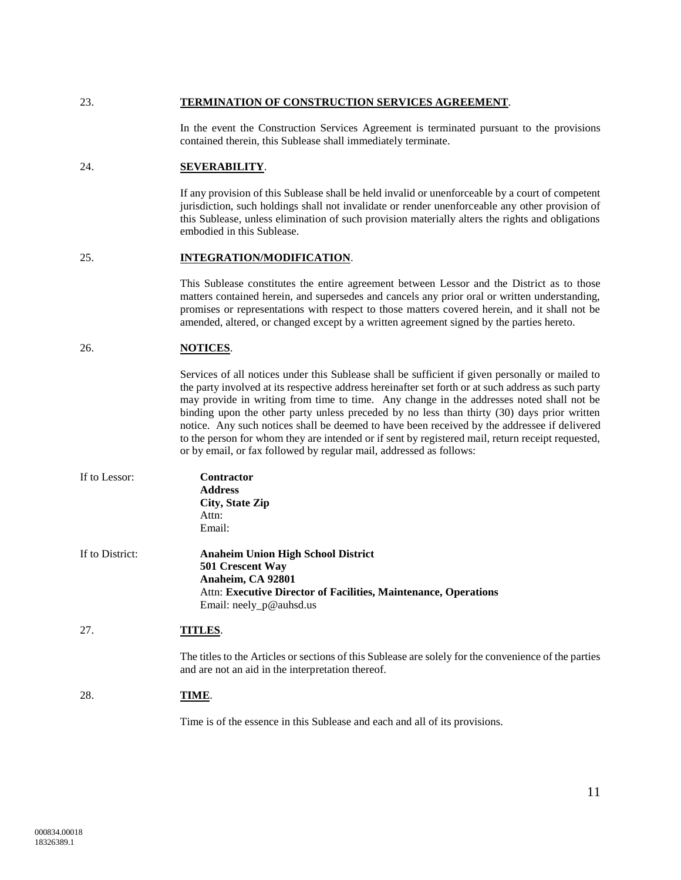23. **TERMINATION OF CONSTRUCTION SERVICES AGREEMENT**.

In the event the Construction Services Agreement is terminated pursuant to the provisions contained therein, this Sublease shall immediately terminate.

24. **SEVERABILITY**.

If any provision of this Sublease shall be held invalid or unenforceable by a court of competent jurisdiction, such holdings shall not invalidate or render unenforceable any other provision of this Sublease, unless elimination of such provision materially alters the rights and obligations embodied in this Sublease.

25. **INTEGRATION/MODIFICATION**.

This Sublease constitutes the entire agreement between Lessor and the District as to those matters contained herein, and supersedes and cancels any prior oral or written understanding, promises or representations with respect to those matters covered herein, and it shall not be amended, altered, or changed except by a written agreement signed by the parties hereto.

26. **NOTICES**.

Services of all notices under this Sublease shall be sufficient if given personally or mailed to the party involved at its respective address hereinafter set forth or at such address as such party may provide in writing from time to time. Any change in the addresses noted shall not be binding upon the other party unless preceded by no less than thirty (30) days prior written notice. Any such notices shall be deemed to have been received by the addressee if delivered to the person for whom they are intended or if sent by registered mail, return receipt requested, or by email, or fax followed by regular mail, addressed as follows:

If to Lessor:

**Contractor**
**Address**
**City, State Zip**
Attn:
Email:

If to District:

**Anaheim Union High School District**
**501 Crescent Way**
**Anaheim, CA 92801**
Attn: **Executive Director of Facilities, Maintenance, Operations**
Email: neely_p@auhsd.us

27. **TITLES**.

The titles to the Articles or sections of this Sublease are solely for the convenience of the parties and are not an aid in the interpretation thereof.

28. **TIME**.

Time is of the essence in this Sublease and each and all of its provisions.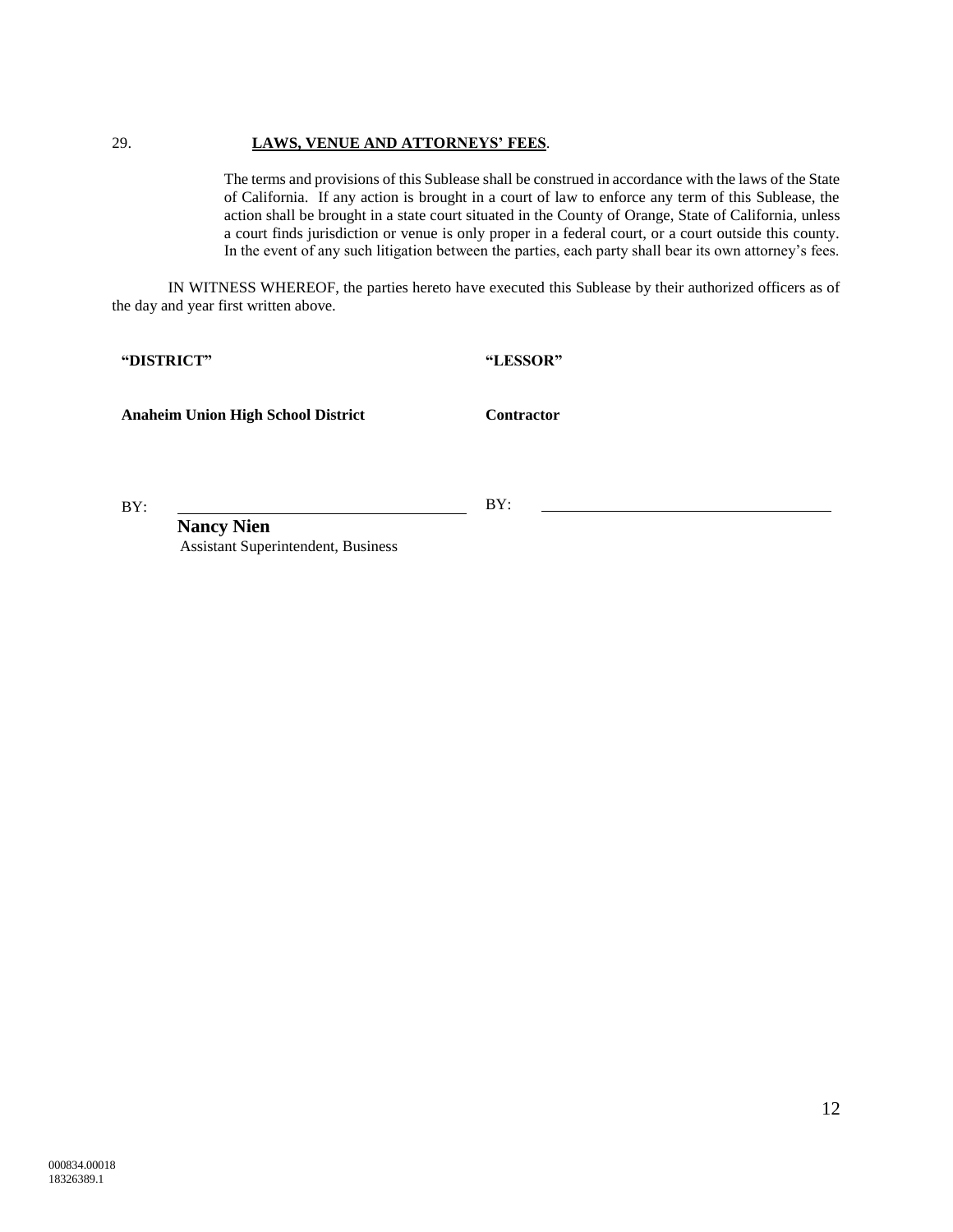29. **LAWS, VENUE AND ATTORNEYS' FEES**.

The terms and provisions of this Sublease shall be construed in accordance with the laws of the State of California. If any action is brought in a court of law to enforce any term of this Sublease, the action shall be brought in a state court situated in the County of Orange, State of California, unless a court finds jurisdiction or venue is only proper in a federal court, or a court outside this county. In the event of any such litigation between the parties, each party shall bear its own attorney's fees.

IN WITNESS WHEREOF, the parties hereto have executed this Sublease by their authorized officers as of the day and year first written above.

| **"DISTRICT"** | **"LESSOR"** |
|---|---|
| **Anaheim Union High School District** | **Contractor** |
| BY: ______________________________ | BY: ______________________________ |
| **Nancy Nien**<br>Assistant Superintendent, Business | |

000834.00018
18326389.1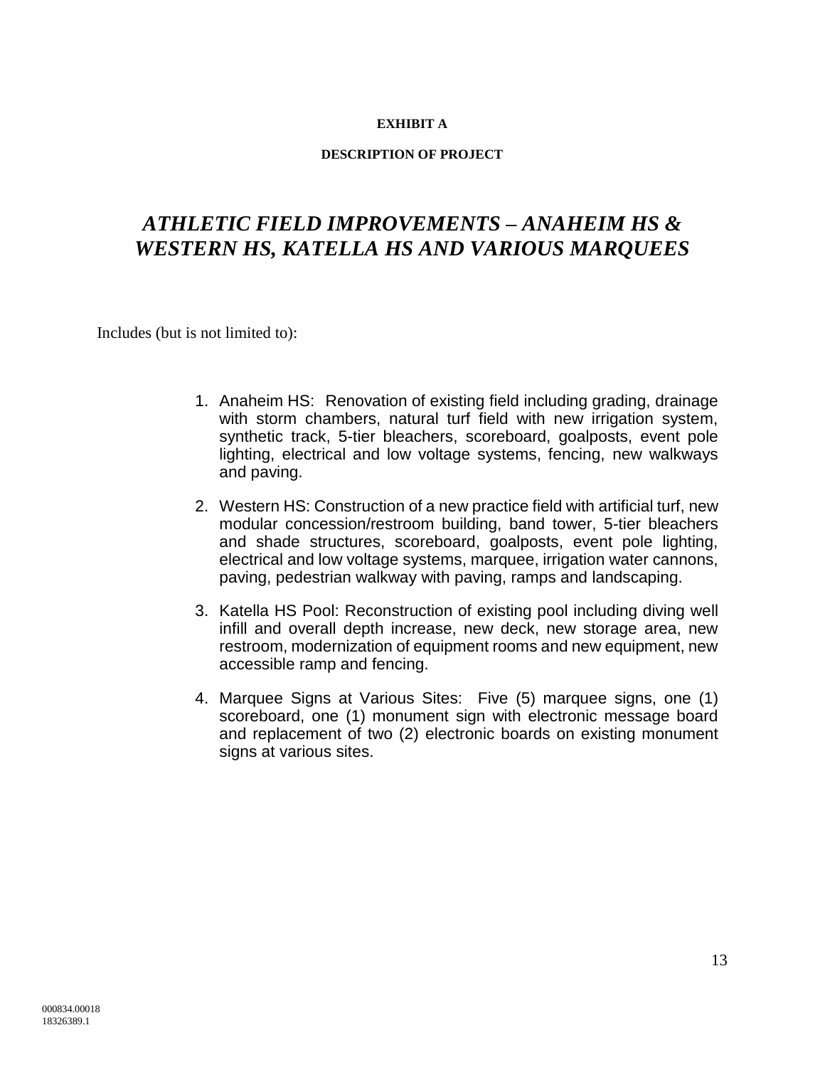**EXHIBIT A**

**DESCRIPTION OF PROJECT**

# *ATHLETIC FIELD IMPROVEMENTS – ANAHEIM HS & WESTERN HS, KATELLA HS AND VARIOUS MARQUEES*

Includes (but is not limited to):

1. Anaheim HS: Renovation of existing field including grading, drainage with storm chambers, natural turf field with new irrigation system, synthetic track, 5-tier bleachers, scoreboard, goalposts, event pole lighting, electrical and low voltage systems, fencing, new walkways and paving.

2. Western HS: Construction of a new practice field with artificial turf, new modular concession/restroom building, band tower, 5-tier bleachers and shade structures, scoreboard, goalposts, event pole lighting, electrical and low voltage systems, marquee, irrigation water cannons, paving, pedestrian walkway with paving, ramps and landscaping.

3. Katella HS Pool: Reconstruction of existing pool including diving well infill and overall depth increase, new deck, new storage area, new restroom, modernization of equipment rooms and new equipment, new accessible ramp and fencing.

4. Marquee Signs at Various Sites: Five (5) marquee signs, one (1) scoreboard, one (1) monument sign with electronic message board and replacement of two (2) electronic boards on existing monument signs at various sites.

000834.00018
18326389.1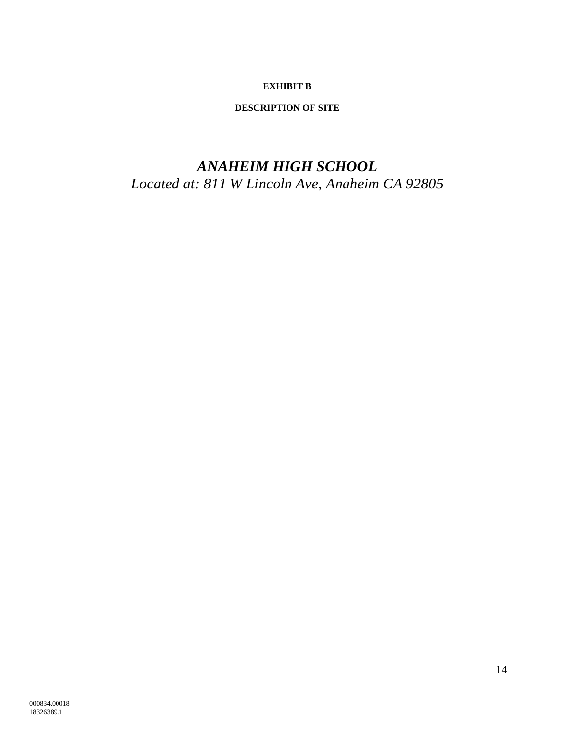**EXHIBIT B**

**DESCRIPTION OF SITE**

***ANAHEIM HIGH SCHOOL***

*Located at: 811 W Lincoln Ave, Anaheim CA 92805*

000834.00018
18326389.1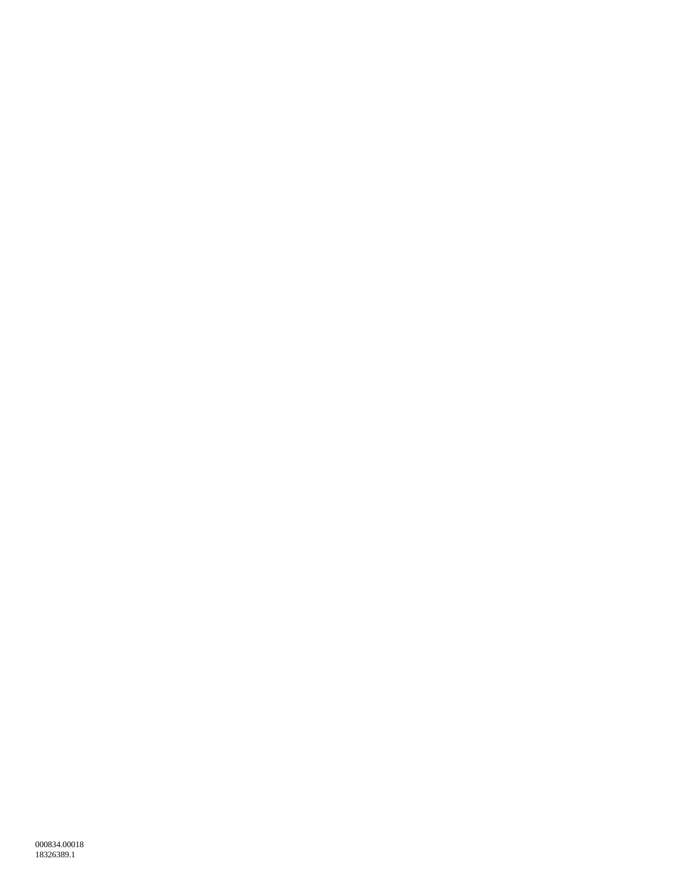000834.00018
18326389.1